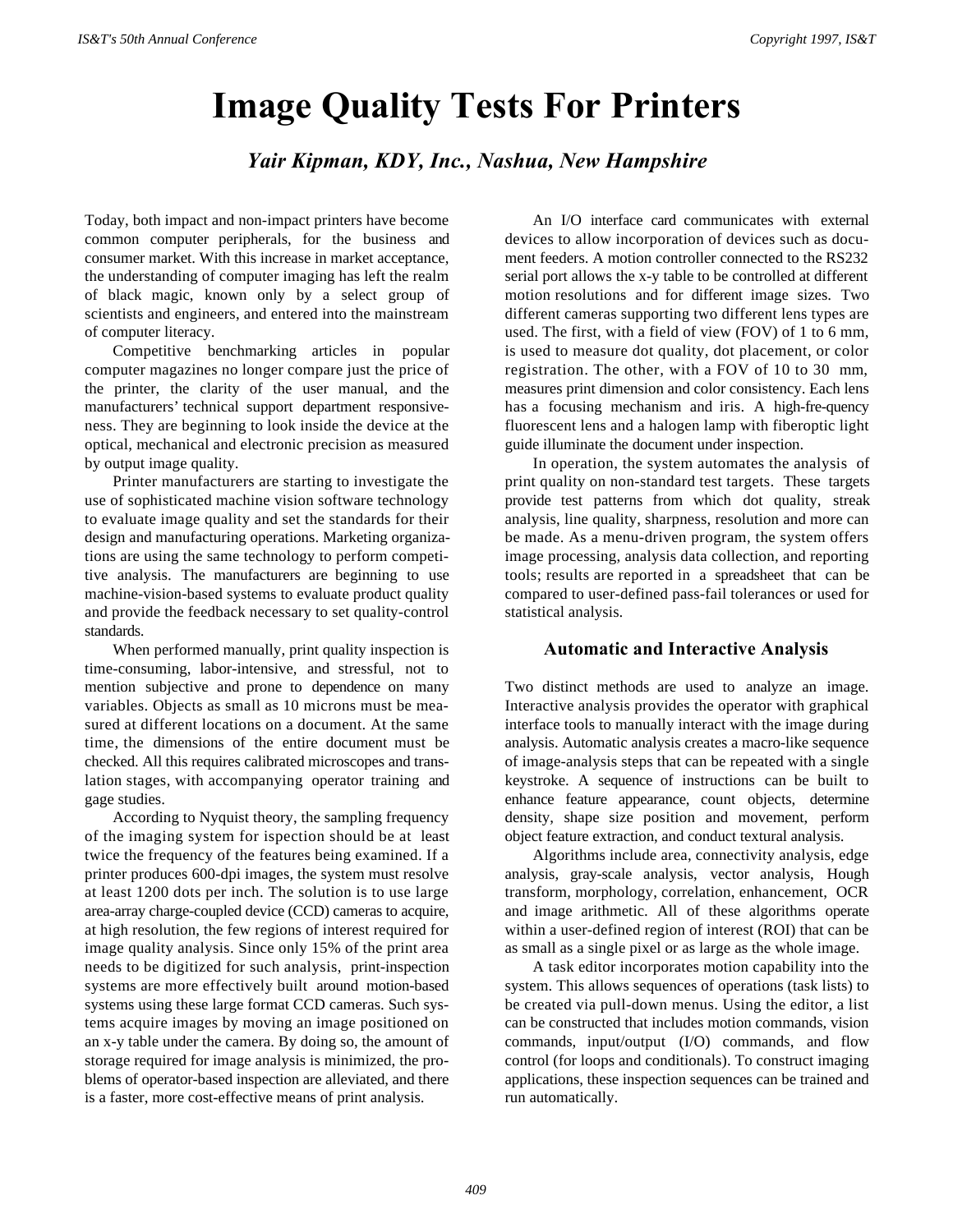# Image Quality Tests For Printers

***Yair Kipman, KDY, Inc., Nashua, New Hampshire***

Today, both impact and non-impact printers have become common computer peripherals, for the business and consumer market. With this increase in market acceptance, the understanding of computer imaging has left the realm of black magic, known only by a select group of scientists and engineers, and entered into the mainstream of computer literacy.

Competitive benchmarking articles in popular computer magazines no longer compare just the price of the printer, the clarity of the user manual, and the manufacturers' technical support department responsiveness. They are beginning to look inside the device at the optical, mechanical and electronic precision as measured by output image quality.

Printer manufacturers are starting to investigate the use of sophisticated machine vision software technology to evaluate image quality and set the standards for their design and manufacturing operations. Marketing organizations are using the same technology to perform competitive analysis. The manufacturers are beginning to use machine-vision-based systems to evaluate product quality and provide the feedback necessary to set quality-control standards.

When performed manually, print quality inspection is time-consuming, labor-intensive, and stressful, not to mention subjective and prone to dependence on many variables. Objects as small as 10 microns must be measured at different locations on a document. At the same time, the dimensions of the entire document must be checked. All this requires calibrated microscopes and translation stages, with accompanying operator training and gage studies.

According to Nyquist theory, the sampling frequency of the imaging system for ispection should be at least twice the frequency of the features being examined. If a printer produces 600-dpi images, the system must resolve at least 1200 dots per inch. The solution is to use large area-array charge-coupled device (CCD) cameras to acquire, at high resolution, the few regions of interest required for image quality analysis. Since only 15% of the print area needs to be digitized for such analysis, print-inspection systems are more effectively built around motion-based systems using these large format CCD cameras. Such systems acquire images by moving an image positioned on an x-y table under the camera. By doing so, the amount of storage required for image analysis is minimized, the problems of operator-based inspection are alleviated, and there is a faster, more cost-effective means of print analysis.

An I/O interface card communicates with external devices to allow incorporation of devices such as document feeders. A motion controller connected to the RS232 serial port allows the x-y table to be controlled at different motion resolutions and for different image sizes. Two different cameras supporting two different lens types are used. The first, with a field of view (FOV) of 1 to 6 mm, is used to measure dot quality, dot placement, or color registration. The other, with a FOV of 10 to 30 mm, measures print dimension and color consistency. Each lens has a focusing mechanism and iris. A high-fre-quency fluorescent lens and a halogen lamp with fiberoptic light guide illuminate the document under inspection.

In operation, the system automates the analysis of print quality on non-standard test targets. These targets provide test patterns from which dot quality, streak analysis, line quality, sharpness, resolution and more can be made. As a menu-driven program, the system offers image processing, analysis data collection, and reporting tools; results are reported in a spreadsheet that can be compared to user-defined pass-fail tolerances or used for statistical analysis.

## Automatic and Interactive Analysis

Two distinct methods are used to analyze an image. Interactive analysis provides the operator with graphical interface tools to manually interact with the image during analysis. Automatic analysis creates a macro-like sequence of image-analysis steps that can be repeated with a single keystroke. A sequence of instructions can be built to enhance feature appearance, count objects, determine density, shape size position and movement, perform object feature extraction, and conduct textural analysis.

Algorithms include area, connectivity analysis, edge analysis, gray-scale analysis, vector analysis, Hough transform, morphology, correlation, enhancement, OCR and image arithmetic. All of these algorithms operate within a user-defined region of interest (ROI) that can be as small as a single pixel or as large as the whole image.

A task editor incorporates motion capability into the system. This allows sequences of operations (task lists) to be created via pull-down menus. Using the editor, a list can be constructed that includes motion commands, vision commands, input/output (I/O) commands, and flow control (for loops and conditionals). To construct imaging applications, these inspection sequences can be trained and run automatically.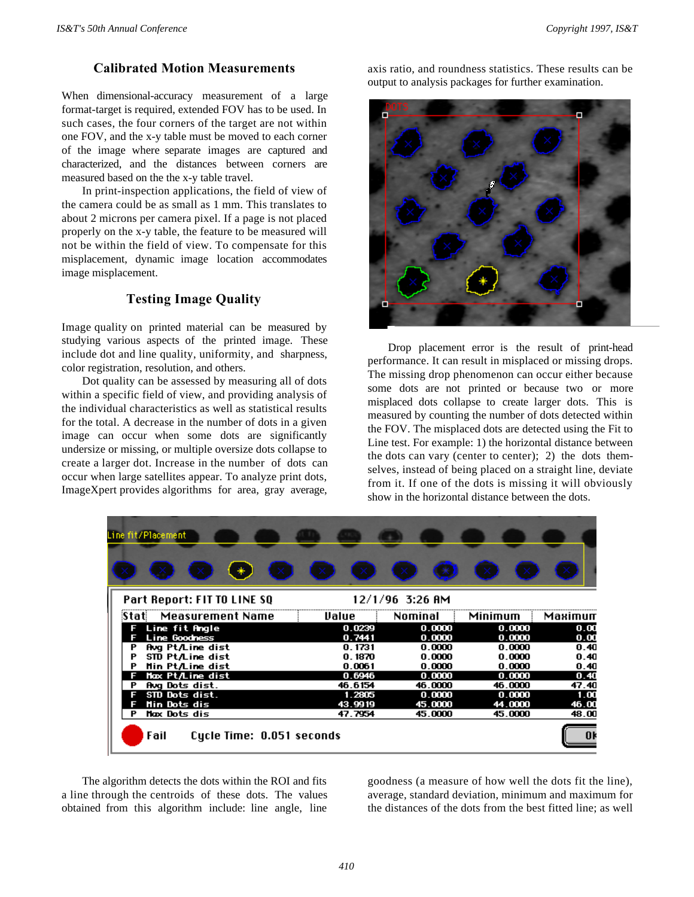## Calibrated Motion Measurements

When dimensional-accuracy measurement of a large format-target is required, extended FOV has to be used. In such cases, the four corners of the target are not within one FOV, and the x-y table must be moved to each corner of the image where separate images are captured and characterized, and the distances between corners are measured based on the the x-y table travel.

In print-inspection applications, the field of view of the camera could be as small as 1 mm. This translates to about 2 microns per camera pixel. If a page is not placed properly on the x-y table, the feature to be measured will not be within the field of view. To compensate for this misplacement, dynamic image location accommodates image misplacement.

## Testing Image Quality

Image quality on printed material can be measured by studying various aspects of the printed image. These include dot and line quality, uniformity, and sharpness, color registration, resolution, and others.

Dot quality can be assessed by measuring all of dots within a specific field of view, and providing analysis of the individual characteristics as well as statistical results for the total. A decrease in the number of dots in a given image can occur when some dots are significantly undersize or missing, or multiple oversize dots collapse to create a larger dot. Increase in the number of dots can occur when large satellites appear. To analyze print dots, ImageXpert provides algorithms for area, gray average, axis ratio, and roundness statistics. These results can be output to analysis packages for further examination.

Drop placement error is the result of print-head performance. It can result in misplaced or missing drops. The missing drop phenomenon can occur either because some dots are not printed or because two or more misplaced dots collapse to create larger dots. This is measured by counting the number of dots detected within the FOV. The misplaced dots are detected using the Fit to Line test. For example: 1) the horizontal distance between the dots can vary (center to center); 2) the dots themselves, instead of being placed on a straight line, deviate from it. If one of the dots is missing it will obviously show in the horizontal distance between the dots.

Part Report: FIT TO LINE SQ — 12/1/96 3:26 AM

| Stat | Measurement Name | Value | Nominal | Minimum | Maximum |
|---|---|---|---|---|---|
| F | Line fit Angle | 0.0239 | 0.0000 | 0.0000 | 0.00 |
| F | Line Goodness | 0.7441 | 0.0000 | 0.0000 | 0.00 |
| P | Avg Pt/Line dist | 0.1731 | 0.0000 | 0.0000 | 0.40 |
| P | STD Pt/Line dist | 0.1870 | 0.0000 | 0.0000 | 0.40 |
| P | Min Pt/Line dist | 0.0061 | 0.0000 | 0.0000 | 0.40 |
| F | Max Pt/Line dist | 0.6946 | 0.0000 | 0.0000 | 0.40 |
| P | Avg Dots dist. | 46.6154 | 46.0000 | 46.0000 | 47.40 |
| F | STD Dots dist. | 1.2805 | 0.0000 | 0.0000 | 1.00 |
| F | Min Dots dis | 43.9919 | 45.0000 | 44.0000 | 46.00 |
| P | Max Dots dis | 47.7954 | 45.0000 | 45.0000 | 48.00 |

Fail — Cycle Time: 0.051 seconds

The algorithm detects the dots within the ROI and fits a line through the centroids of these dots. The values obtained from this algorithm include: line angle, line goodness (a measure of how well the dots fit the line), average, standard deviation, minimum and maximum for the distances of the dots from the best fitted line; as well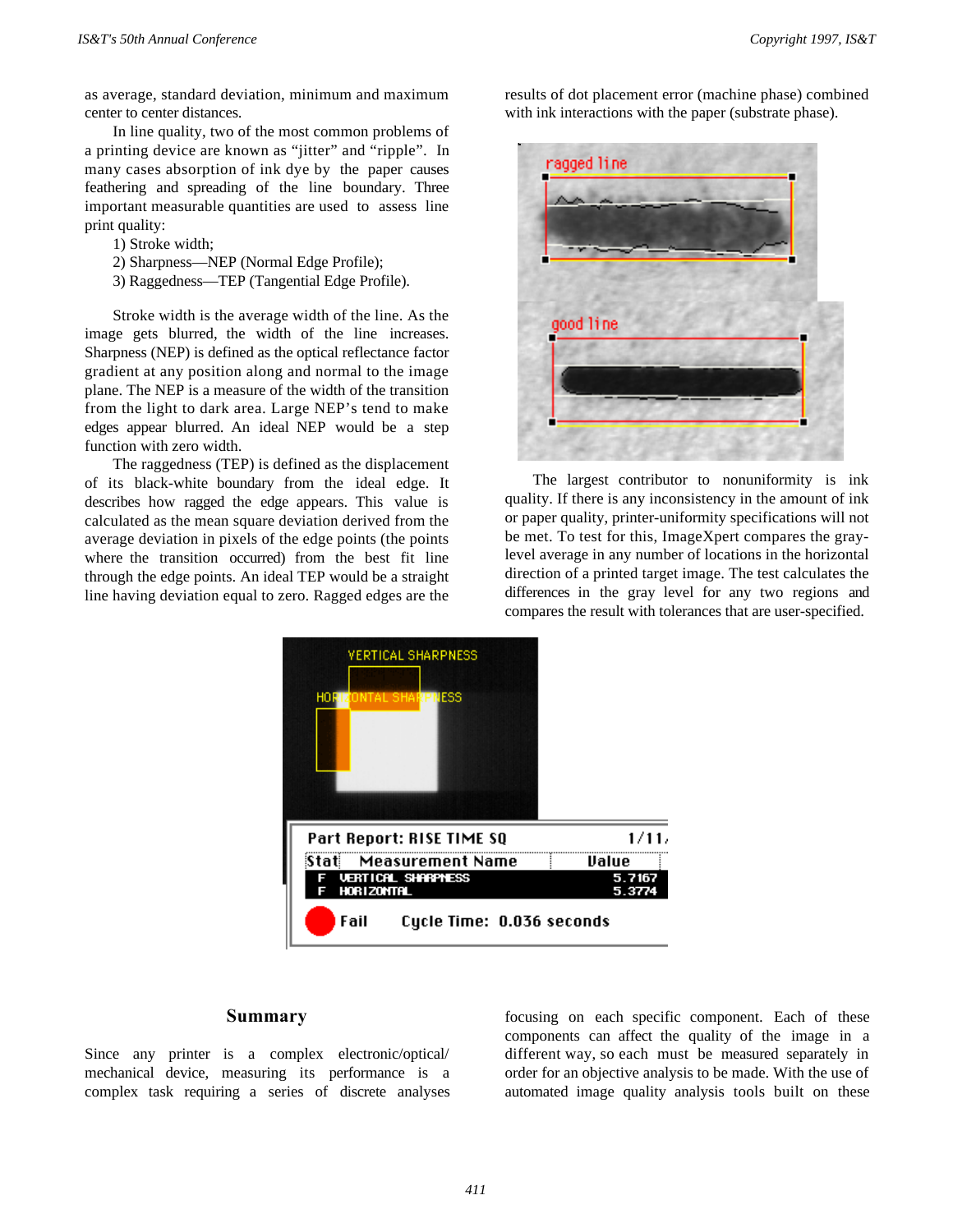as average, standard deviation, minimum and maximum center to center distances.

In line quality, two of the most common problems of a printing device are known as "jitter" and "ripple". In many cases absorption of ink dye by the paper causes feathering and spreading of the line boundary. Three important measurable quantities are used to assess line print quality:

1) Stroke width;
2) Sharpness—NEP (Normal Edge Profile);
3) Raggedness—TEP (Tangential Edge Profile).

Stroke width is the average width of the line. As the image gets blurred, the width of the line increases. Sharpness (NEP) is defined as the optical reflectance factor gradient at any position along and normal to the image plane. The NEP is a measure of the width of the transition from the light to dark area. Large NEP's tend to make edges appear blurred. An ideal NEP would be a step function with zero width.

The raggedness (TEP) is defined as the displacement of its black-white boundary from the ideal edge. It describes how ragged the edge appears. This value is calculated as the mean square deviation derived from the average deviation in pixels of the edge points (the points where the transition occurred) from the best fit line through the edge points. An ideal TEP would be a straight line having deviation equal to zero. Ragged edges are the results of dot placement error (machine phase) combined with ink interactions with the paper (substrate phase).

The largest contributor to nonuniformity is ink quality. If there is any inconsistency in the amount of ink or paper quality, printer-uniformity specifications will not be met. To test for this, ImageXpert compares the gray-level average in any number of locations in the horizontal direction of a printed target image. The test calculates the differences in the gray level for any two regions and compares the result with tolerances that are user-specified.

## Summary

Since any printer is a complex electronic/optical/ mechanical device, measuring its performance is a complex task requiring a series of discrete analyses focusing on each specific component. Each of these components can affect the quality of the image in a different way, so each must be measured separately in order for an objective analysis to be made. With the use of automated image quality analysis tools built on these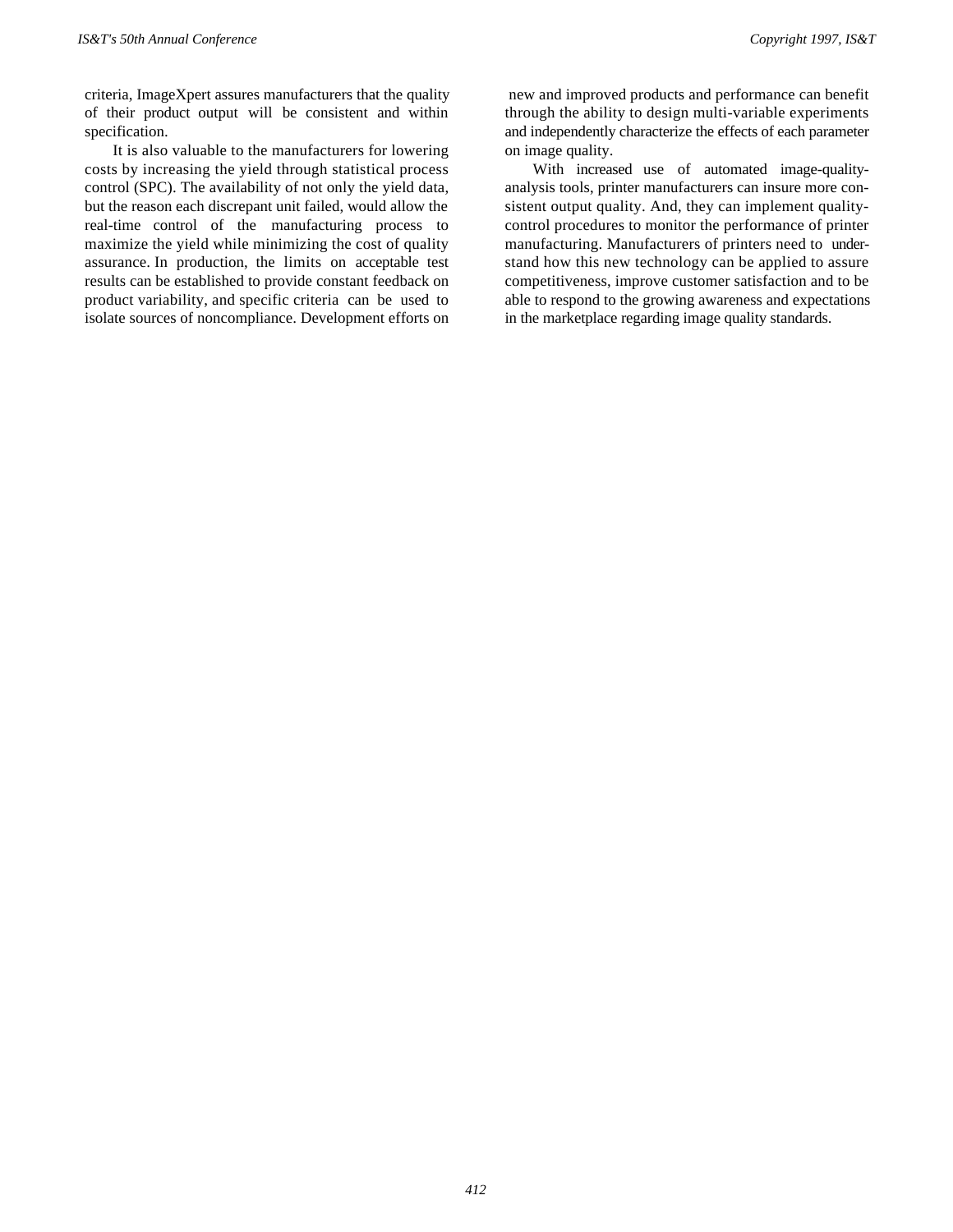criteria, ImageXpert assures manufacturers that the quality of their product output will be consistent and within specification.

It is also valuable to the manufacturers for lowering costs by increasing the yield through statistical process control (SPC). The availability of not only the yield data, but the reason each discrepant unit failed, would allow the real-time control of the manufacturing process to maximize the yield while minimizing the cost of quality assurance. In production, the limits on acceptable test results can be established to provide constant feedback on product variability, and specific criteria can be used to isolate sources of noncompliance. Development efforts on new and improved products and performance can benefit through the ability to design multi-variable experiments and independently characterize the effects of each parameter on image quality.

With increased use of automated image-quality-analysis tools, printer manufacturers can insure more consistent output quality. And, they can implement quality-control procedures to monitor the performance of printer manufacturing. Manufacturers of printers need to understand how this new technology can be applied to assure competitiveness, improve customer satisfaction and to be able to respond to the growing awareness and expectations in the marketplace regarding image quality standards.